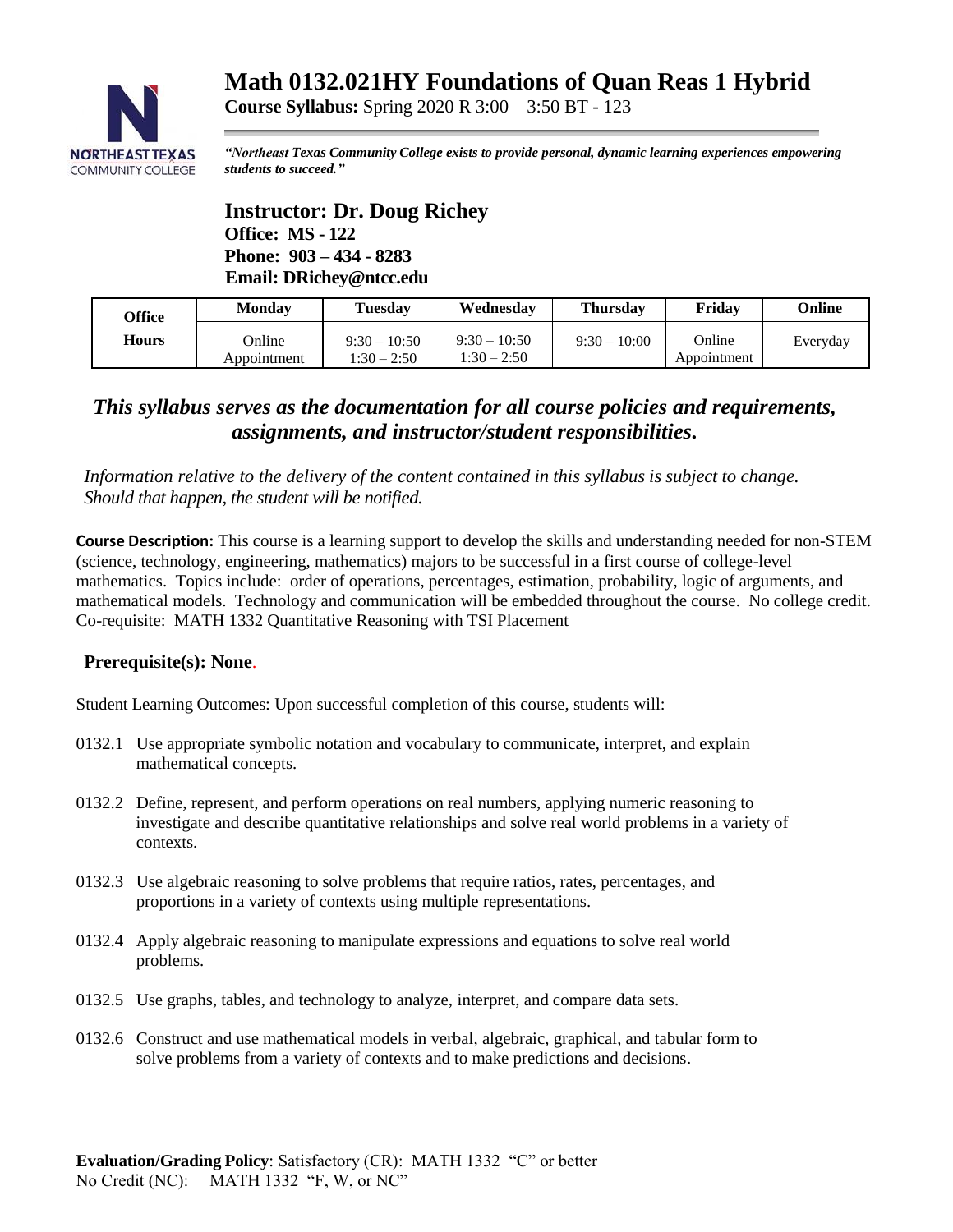# Math 0132.021HY Foundations of Quan Reas 1 Hybrid

**Course Syllabus:** Spring 2020 R 3:00 – 3:50 BT - 123

***"Northeast Texas Community College exists to provide personal, dynamic learning experiences empowering students to succeed."***

## Instructor: Dr. Doug Richey

**Office: MS - 122**
**Phone: 903 – 434 - 8283**
**Email: DRichey@ntcc.edu**

| Office Hours | Monday | Tuesday | Wednesday | Thursday | Friday | Online |
|---|---|---|---|---|---|---|
| | Online Appointment | 9:30 – 10:50<br>1:30 – 2:50 | 9:30 – 10:50<br>1:30 – 2:50 | 9:30 – 10:00 | Online Appointment | Everyday |

### *This syllabus serves as the documentation for all course policies and requirements, assignments, and instructor/student responsibilities.*

*Information relative to the delivery of the content contained in this syllabus is subject to change. Should that happen, the student will be notified.*

**Course Description:** This course is a learning support to develop the skills and understanding needed for non-STEM (science, technology, engineering, mathematics) majors to be successful in a first course of college-level mathematics. Topics include: order of operations, percentages, estimation, probability, logic of arguments, and mathematical models. Technology and communication will be embedded throughout the course. No college credit. Co-requisite: MATH 1332 Quantitative Reasoning with TSI Placement

**Prerequisite(s): None.**

Student Learning Outcomes: Upon successful completion of this course, students will:

- 0132.1 Use appropriate symbolic notation and vocabulary to communicate, interpret, and explain mathematical concepts.
- 0132.2 Define, represent, and perform operations on real numbers, applying numeric reasoning to investigate and describe quantitative relationships and solve real world problems in a variety of contexts.
- 0132.3 Use algebraic reasoning to solve problems that require ratios, rates, percentages, and proportions in a variety of contexts using multiple representations.
- 0132.4 Apply algebraic reasoning to manipulate expressions and equations to solve real world problems.
- 0132.5 Use graphs, tables, and technology to analyze, interpret, and compare data sets.
- 0132.6 Construct and use mathematical models in verbal, algebraic, graphical, and tabular form to solve problems from a variety of contexts and to make predictions and decisions.

**Evaluation/Grading Policy**: Satisfactory (CR): MATH 1332 "C" or better
No Credit (NC): MATH 1332 "F, W, or NC"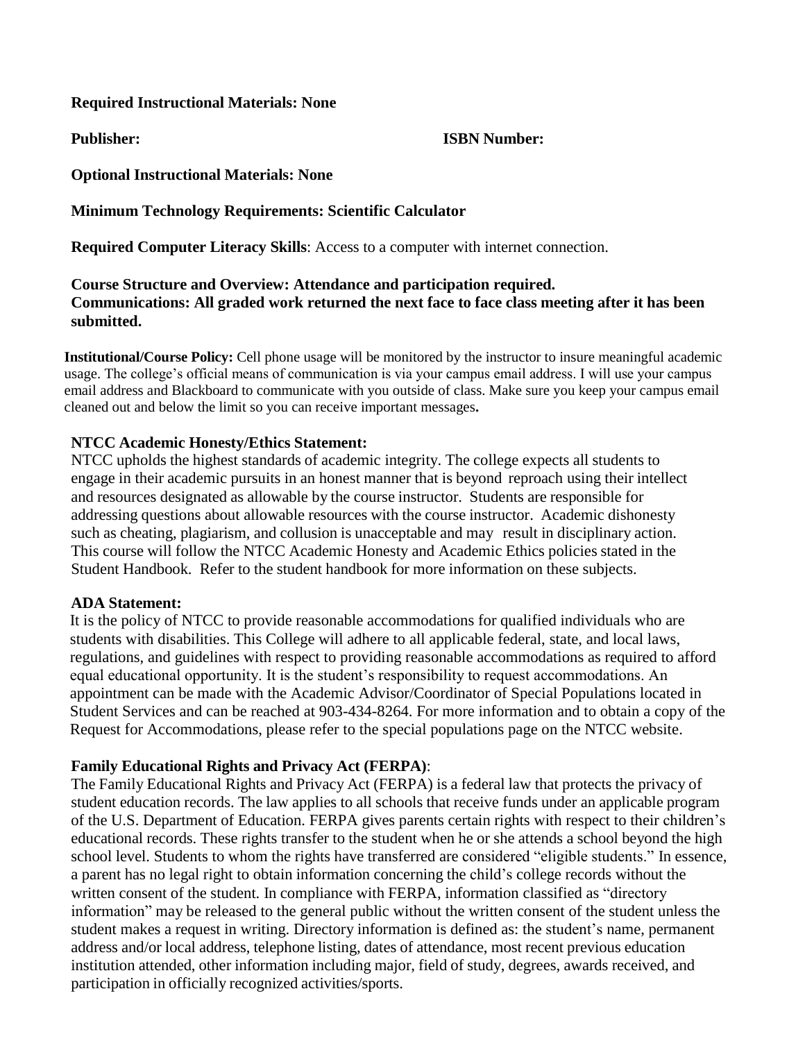**Required Instructional Materials: None**

**Publisher:** **ISBN Number:**

**Optional Instructional Materials: None**

**Minimum Technology Requirements: Scientific Calculator**

**Required Computer Literacy Skills**: Access to a computer with internet connection.

**Course Structure and Overview: Attendance and participation required.**
**Communications: All graded work returned the next face to face class meeting after it has been submitted.**

**Institutional/Course Policy:** Cell phone usage will be monitored by the instructor to insure meaningful academic usage. The college's official means of communication is via your campus email address. I will use your campus email address and Blackboard to communicate with you outside of class. Make sure you keep your campus email cleaned out and below the limit so you can receive important messages**.**

**NTCC Academic Honesty/Ethics Statement:**

NTCC upholds the highest standards of academic integrity. The college expects all students to engage in their academic pursuits in an honest manner that is beyond reproach using their intellect and resources designated as allowable by the course instructor. Students are responsible for addressing questions about allowable resources with the course instructor. Academic dishonesty such as cheating, plagiarism, and collusion is unacceptable and may result in disciplinary action. This course will follow the NTCC Academic Honesty and Academic Ethics policies stated in the Student Handbook. Refer to the student handbook for more information on these subjects.

**ADA Statement:**

It is the policy of NTCC to provide reasonable accommodations for qualified individuals who are students with disabilities. This College will adhere to all applicable federal, state, and local laws, regulations, and guidelines with respect to providing reasonable accommodations as required to afford equal educational opportunity. It is the student's responsibility to request accommodations. An appointment can be made with the Academic Advisor/Coordinator of Special Populations located in Student Services and can be reached at 903-434-8264. For more information and to obtain a copy of the Request for Accommodations, please refer to the special populations page on the NTCC website.

**Family Educational Rights and Privacy Act (FERPA)**:

The Family Educational Rights and Privacy Act (FERPA) is a federal law that protects the privacy of student education records. The law applies to all schools that receive funds under an applicable program of the U.S. Department of Education. FERPA gives parents certain rights with respect to their children's educational records. These rights transfer to the student when he or she attends a school beyond the high school level. Students to whom the rights have transferred are considered "eligible students." In essence, a parent has no legal right to obtain information concerning the child's college records without the written consent of the student. In compliance with FERPA, information classified as "directory information" may be released to the general public without the written consent of the student unless the student makes a request in writing. Directory information is defined as: the student's name, permanent address and/or local address, telephone listing, dates of attendance, most recent previous education institution attended, other information including major, field of study, degrees, awards received, and participation in officially recognized activities/sports.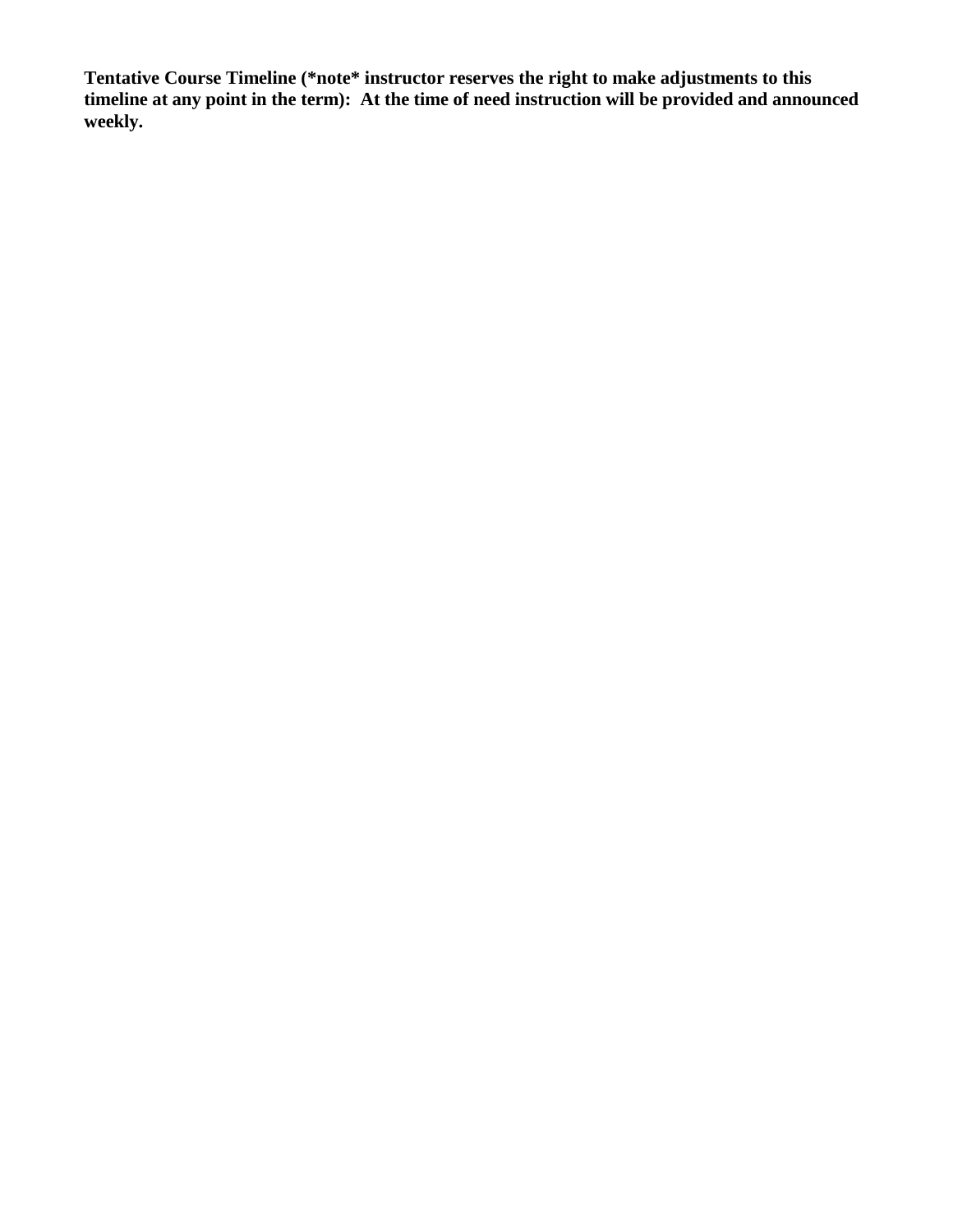**Tentative Course Timeline (*note* instructor reserves the right to make adjustments to this timeline at any point in the term): At the time of need instruction will be provided and announced weekly.**